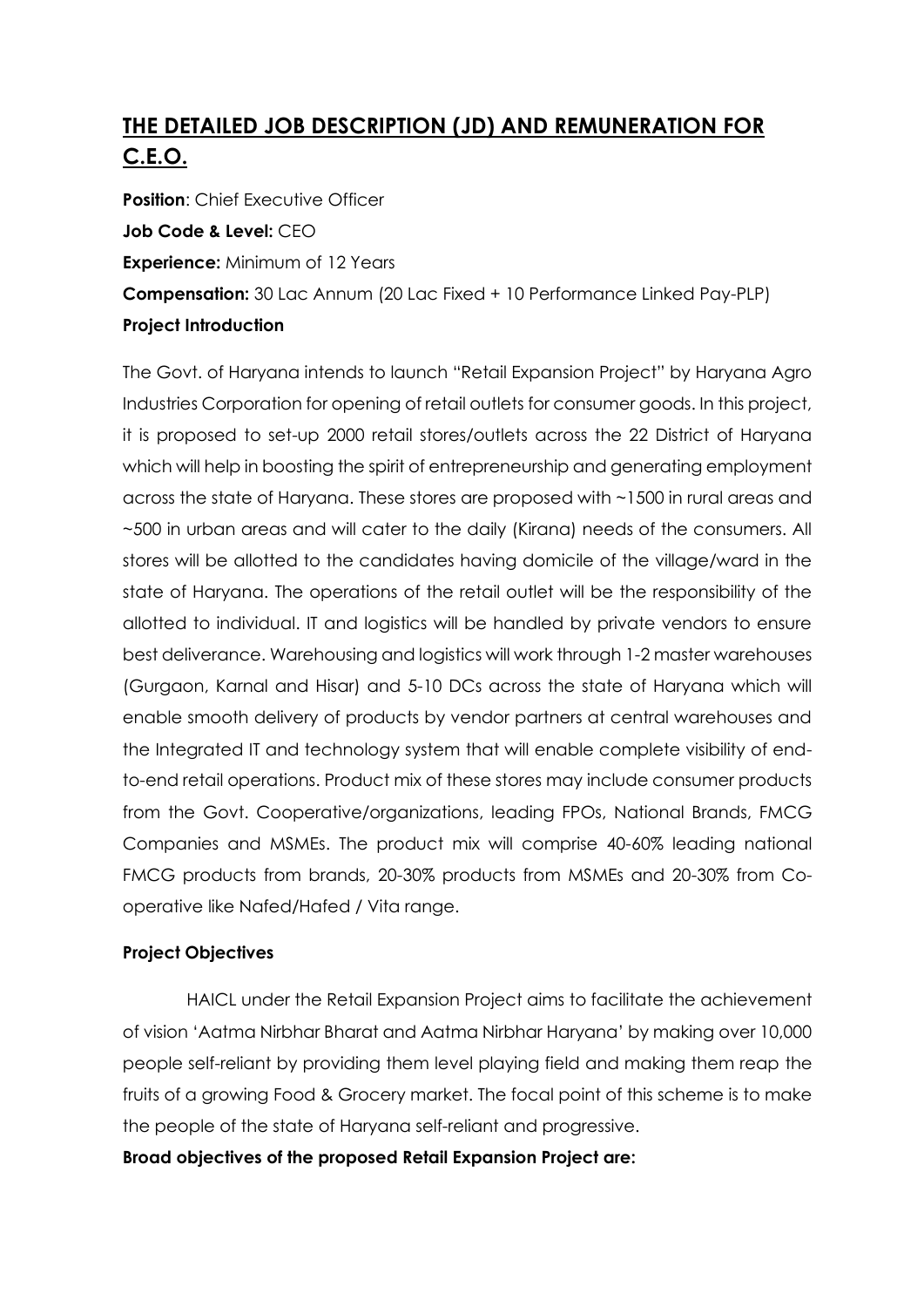# THE DETAILED JOB DESCRIPTION (JD) AND REMUNERATION FOR C.E.O.

**Position**: Chief Executive Officer

**Job Code & Level:** CEO

**Experience:** Minimum of 12 Years

**Compensation:** 30 Lac Annum (20 Lac Fixed + 10 Performance Linked Pay-PLP)

**Project Introduction**

The Govt. of Haryana intends to launch "Retail Expansion Project" by Haryana Agro Industries Corporation for opening of retail outlets for consumer goods. In this project, it is proposed to set-up 2000 retail stores/outlets across the 22 District of Haryana which will help in boosting the spirit of entrepreneurship and generating employment across the state of Haryana. These stores are proposed with ~1500 in rural areas and ~500 in urban areas and will cater to the daily (Kirana) needs of the consumers. All stores will be allotted to the candidates having domicile of the village/ward in the state of Haryana. The operations of the retail outlet will be the responsibility of the allotted to individual. IT and logistics will be handled by private vendors to ensure best deliverance. Warehousing and logistics will work through 1-2 master warehouses (Gurgaon, Karnal and Hisar) and 5-10 DCs across the state of Haryana which will enable smooth delivery of products by vendor partners at central warehouses and the Integrated IT and technology system that will enable complete visibility of end-to-end retail operations. Product mix of these stores may include consumer products from the Govt. Cooperative/organizations, leading FPOs, National Brands, FMCG Companies and MSMEs. The product mix will comprise 40-60% leading national FMCG products from brands, 20-30% products from MSMEs and 20-30% from Co-operative like Nafed/Hafed / Vita range.

**Project Objectives**

HAICL under the Retail Expansion Project aims to facilitate the achievement of vision 'Aatma Nirbhar Bharat and Aatma Nirbhar Haryana' by making over 10,000 people self-reliant by providing them level playing field and making them reap the fruits of a growing Food & Grocery market. The focal point of this scheme is to make the people of the state of Haryana self-reliant and progressive.

**Broad objectives of the proposed Retail Expansion Project are:**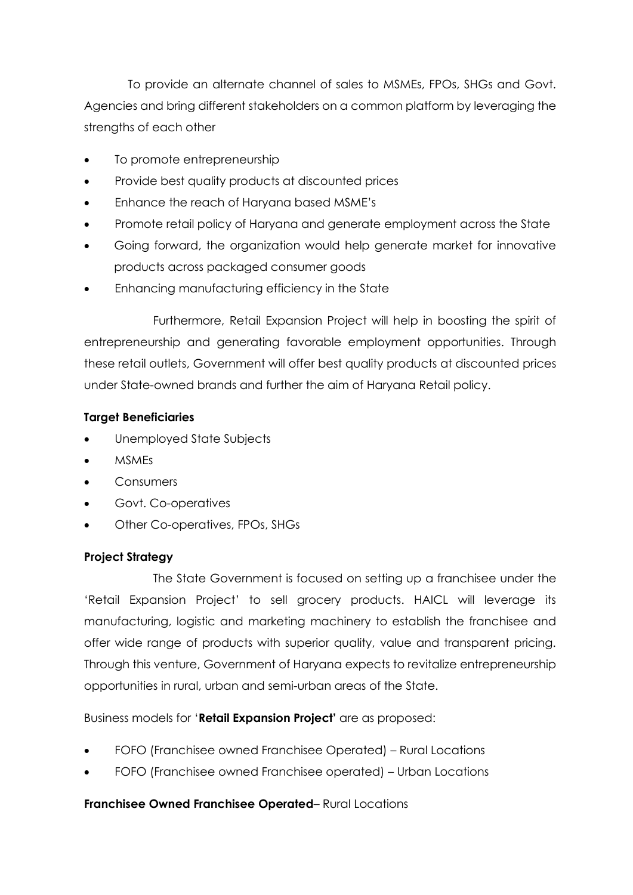To provide an alternate channel of sales to MSMEs, FPOs, SHGs and Govt. Agencies and bring different stakeholders on a common platform by leveraging the strengths of each other

- To promote entrepreneurship
- Provide best quality products at discounted prices
- Enhance the reach of Haryana based MSME's
- Promote retail policy of Haryana and generate employment across the State
- Going forward, the organization would help generate market for innovative products across packaged consumer goods
- Enhancing manufacturing efficiency in the State

Furthermore, Retail Expansion Project will help in boosting the spirit of entrepreneurship and generating favorable employment opportunities. Through these retail outlets, Government will offer best quality products at discounted prices under State-owned brands and further the aim of Haryana Retail policy.

**Target Beneficiaries**

- Unemployed State Subjects
- MSMEs
- Consumers
- Govt. Co-operatives
- Other Co-operatives, FPOs, SHGs

**Project Strategy**

The State Government is focused on setting up a franchisee under the 'Retail Expansion Project' to sell grocery products. HAICL will leverage its manufacturing, logistic and marketing machinery to establish the franchisee and offer wide range of products with superior quality, value and transparent pricing. Through this venture, Government of Haryana expects to revitalize entrepreneurship opportunities in rural, urban and semi-urban areas of the State.

Business models for '**Retail Expansion Project'** are as proposed:

- FOFO (Franchisee owned Franchisee Operated) – Rural Locations
- FOFO (Franchisee owned Franchisee operated) – Urban Locations

**Franchisee Owned Franchisee Operated**– Rural Locations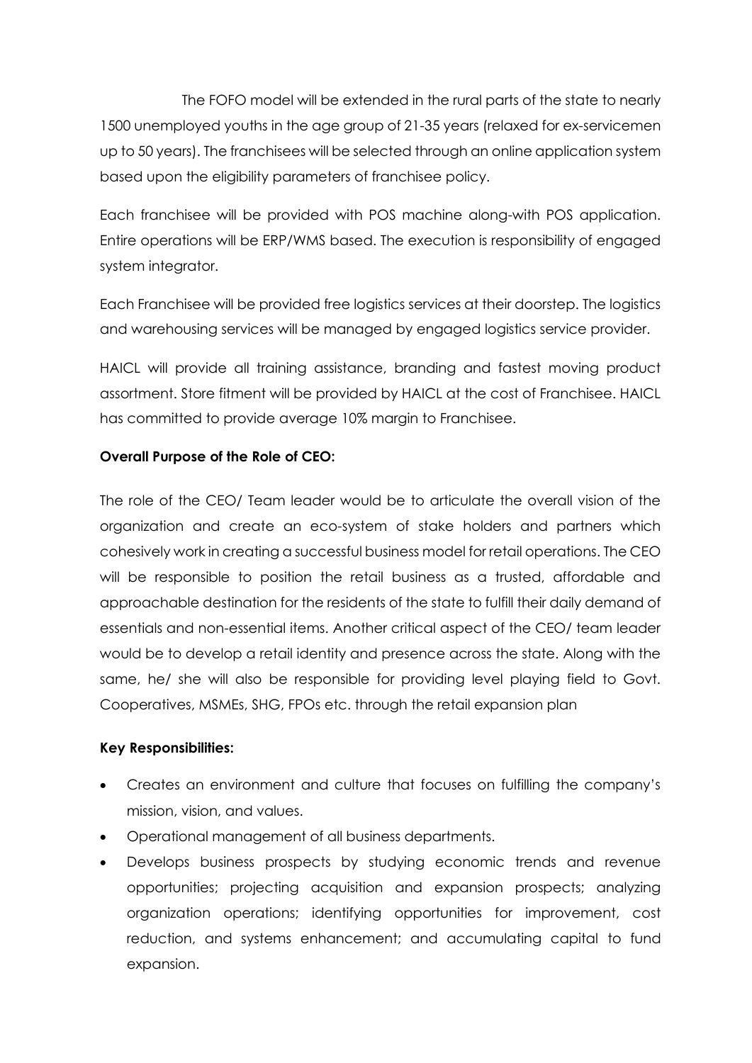The FOFO model will be extended in the rural parts of the state to nearly 1500 unemployed youths in the age group of 21-35 years (relaxed for ex-servicemen up to 50 years). The franchisees will be selected through an online application system based upon the eligibility parameters of franchisee policy.

Each franchisee will be provided with POS machine along-with POS application. Entire operations will be ERP/WMS based. The execution is responsibility of engaged system integrator.

Each Franchisee will be provided free logistics services at their doorstep. The logistics and warehousing services will be managed by engaged logistics service provider.

HAICL will provide all training assistance, branding and fastest moving product assortment. Store fitment will be provided by HAICL at the cost of Franchisee. HAICL has committed to provide average 10% margin to Franchisee.

**Overall Purpose of the Role of CEO:**

The role of the CEO/ Team leader would be to articulate the overall vision of the organization and create an eco-system of stake holders and partners which cohesively work in creating a successful business model for retail operations. The CEO will be responsible to position the retail business as a trusted, affordable and approachable destination for the residents of the state to fulfill their daily demand of essentials and non-essential items. Another critical aspect of the CEO/ team leader would be to develop a retail identity and presence across the state. Along with the same, he/ she will also be responsible for providing level playing field to Govt. Cooperatives, MSMEs, SHG, FPOs etc. through the retail expansion plan

**Key Responsibilities:**

- Creates an environment and culture that focuses on fulfilling the company's mission, vision, and values.
- Operational management of all business departments.
- Develops business prospects by studying economic trends and revenue opportunities; projecting acquisition and expansion prospects; analyzing organization operations; identifying opportunities for improvement, cost reduction, and systems enhancement; and accumulating capital to fund expansion.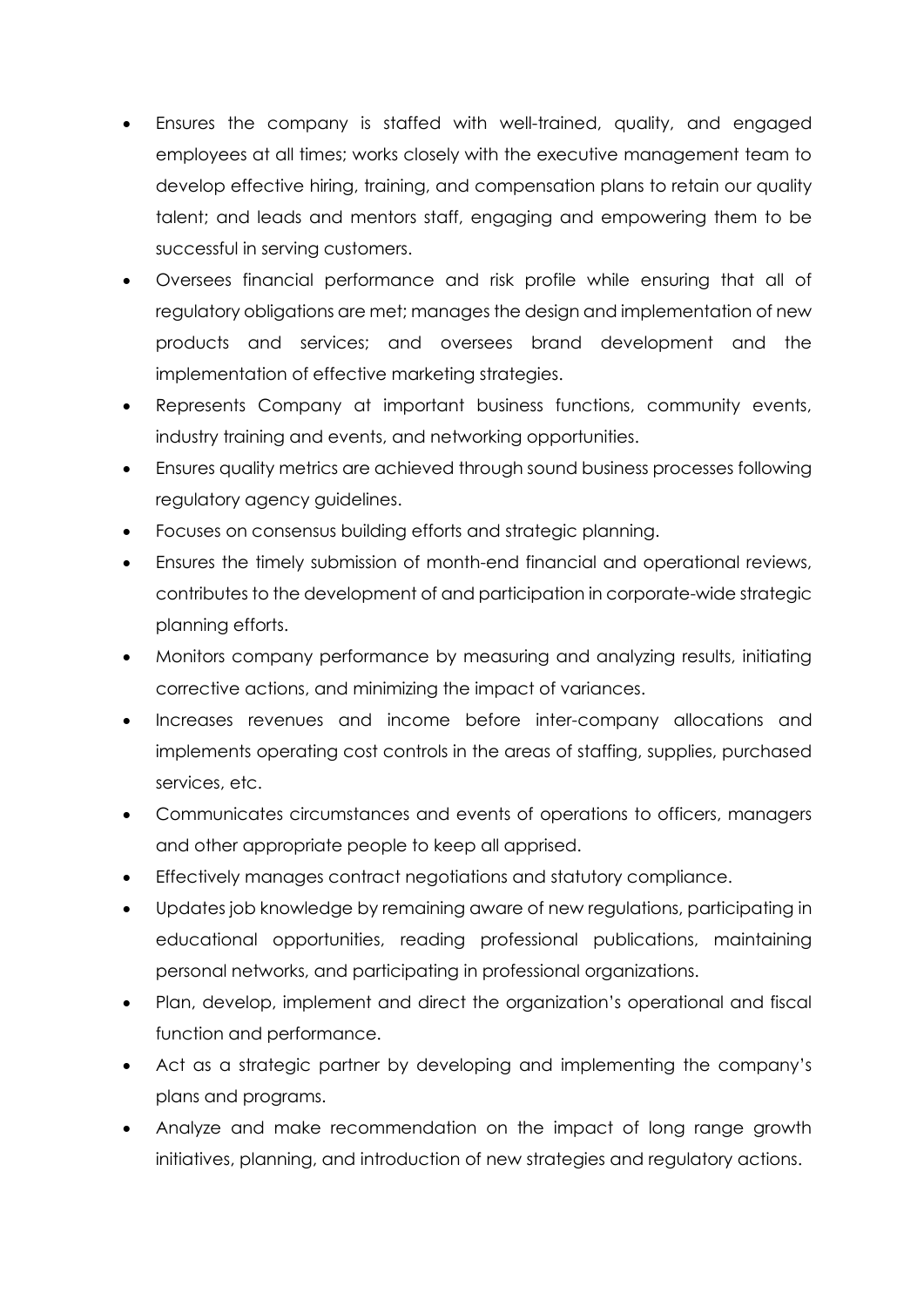- Ensures the company is staffed with well-trained, quality, and engaged employees at all times; works closely with the executive management team to develop effective hiring, training, and compensation plans to retain our quality talent; and leads and mentors staff, engaging and empowering them to be successful in serving customers.
- Oversees financial performance and risk profile while ensuring that all of regulatory obligations are met; manages the design and implementation of new products and services; and oversees brand development and the implementation of effective marketing strategies.
- Represents Company at important business functions, community events, industry training and events, and networking opportunities.
- Ensures quality metrics are achieved through sound business processes following regulatory agency guidelines.
- Focuses on consensus building efforts and strategic planning.
- Ensures the timely submission of month-end financial and operational reviews, contributes to the development of and participation in corporate-wide strategic planning efforts.
- Monitors company performance by measuring and analyzing results, initiating corrective actions, and minimizing the impact of variances.
- Increases revenues and income before inter-company allocations and implements operating cost controls in the areas of staffing, supplies, purchased services, etc.
- Communicates circumstances and events of operations to officers, managers and other appropriate people to keep all apprised.
- Effectively manages contract negotiations and statutory compliance.
- Updates job knowledge by remaining aware of new regulations, participating in educational opportunities, reading professional publications, maintaining personal networks, and participating in professional organizations.
- Plan, develop, implement and direct the organization's operational and fiscal function and performance.
- Act as a strategic partner by developing and implementing the company's plans and programs.
- Analyze and make recommendation on the impact of long range growth initiatives, planning, and introduction of new strategies and regulatory actions.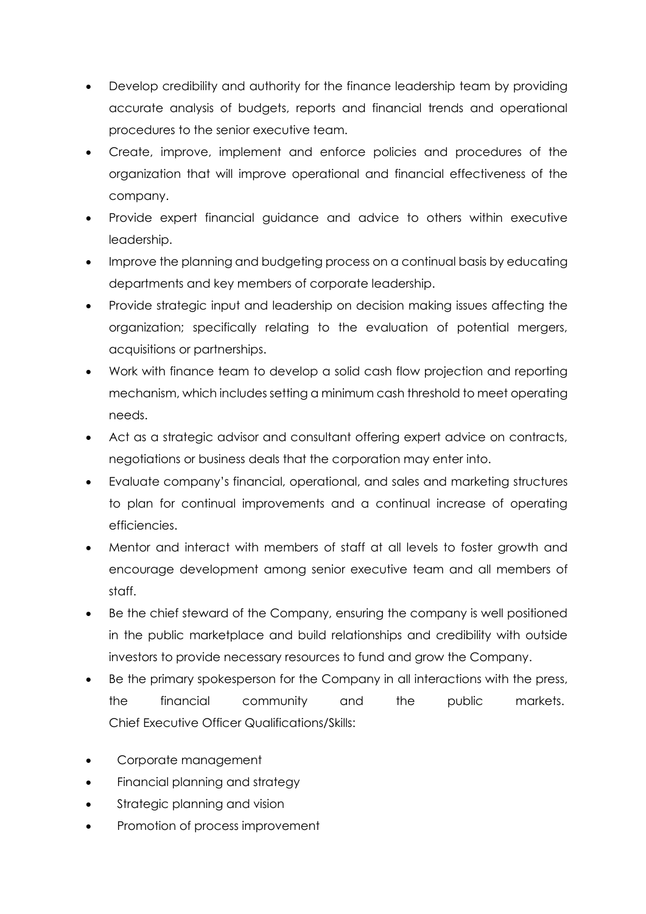- Develop credibility and authority for the finance leadership team by providing accurate analysis of budgets, reports and financial trends and operational procedures to the senior executive team.
- Create, improve, implement and enforce policies and procedures of the organization that will improve operational and financial effectiveness of the company.
- Provide expert financial guidance and advice to others within executive leadership.
- Improve the planning and budgeting process on a continual basis by educating departments and key members of corporate leadership.
- Provide strategic input and leadership on decision making issues affecting the organization; specifically relating to the evaluation of potential mergers, acquisitions or partnerships.
- Work with finance team to develop a solid cash flow projection and reporting mechanism, which includes setting a minimum cash threshold to meet operating needs.
- Act as a strategic advisor and consultant offering expert advice on contracts, negotiations or business deals that the corporation may enter into.
- Evaluate company's financial, operational, and sales and marketing structures to plan for continual improvements and a continual increase of operating efficiencies.
- Mentor and interact with members of staff at all levels to foster growth and encourage development among senior executive team and all members of staff.
- Be the chief steward of the Company, ensuring the company is well positioned in the public marketplace and build relationships and credibility with outside investors to provide necessary resources to fund and grow the Company.
- Be the primary spokesperson for the Company in all interactions with the press, the financial community and the public markets.

Chief Executive Officer Qualifications/Skills:

- Corporate management
- Financial planning and strategy
- Strategic planning and vision
- Promotion of process improvement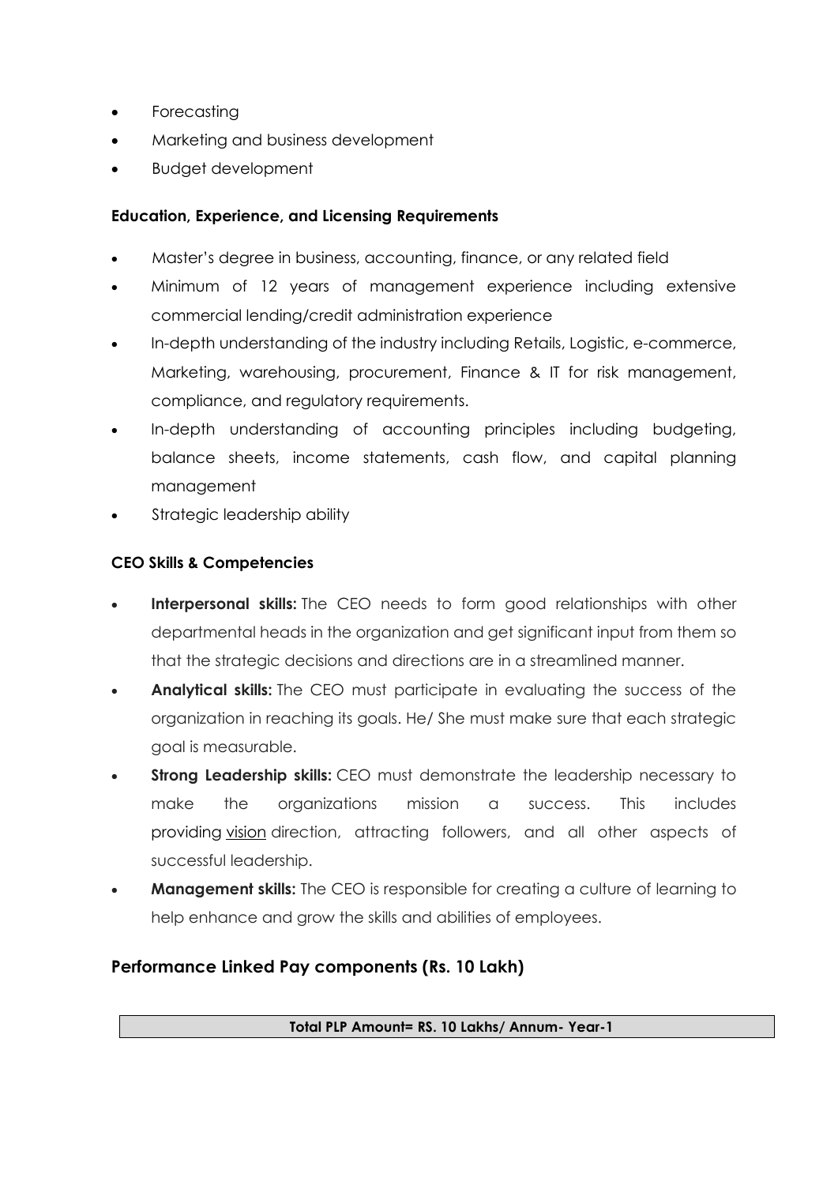- Forecasting
- Marketing and business development
- Budget development

**Education, Experience, and Licensing Requirements**

- Master's degree in business, accounting, finance, or any related field
- Minimum of 12 years of management experience including extensive commercial lending/credit administration experience
- In-depth understanding of the industry including Retails, Logistic, e-commerce, Marketing, warehousing, procurement, Finance & IT for risk management, compliance, and regulatory requirements.
- In-depth understanding of accounting principles including budgeting, balance sheets, income statements, cash flow, and capital planning management
- Strategic leadership ability

**CEO Skills & Competencies**

- **Interpersonal skills:** The CEO needs to form good relationships with other departmental heads in the organization and get significant input from them so that the strategic decisions and directions are in a streamlined manner.
- **Analytical skills:** The CEO must participate in evaluating the success of the organization in reaching its goals. He/ She must make sure that each strategic goal is measurable.
- **Strong Leadership skills:** CEO must demonstrate the leadership necessary to make the organizations mission a success. This includes providing vision direction, attracting followers, and all other aspects of successful leadership.
- **Management skills:** The CEO is responsible for creating a culture of learning to help enhance and grow the skills and abilities of employees.

## Performance Linked Pay components (Rs. 10 Lakh)

| Total PLP Amount= RS. 10 Lakhs/ Annum- Year-1 |
| --- |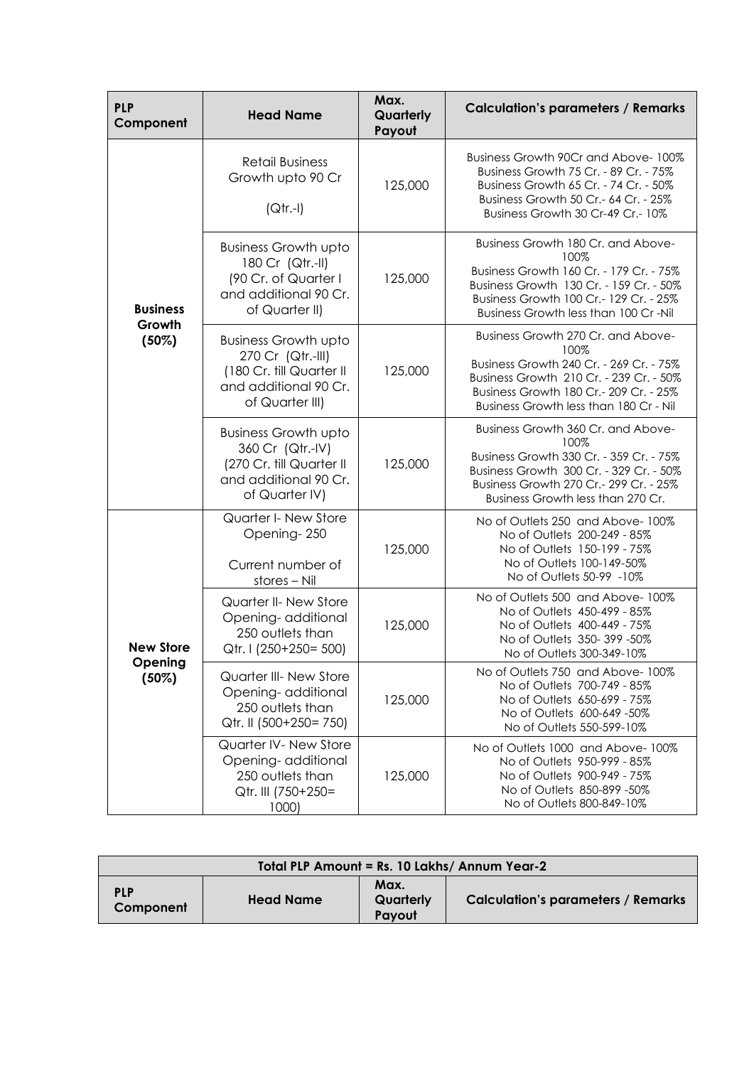| PLP Component | Head Name | Max. Quarterly Payout | Calculation's parameters / Remarks |
|---|---|---|---|
| **Business Growth (50%)** | Retail Business Growth upto 90 Cr (Qtr.-I) | 125,000 | Business Growth 90Cr and Above- 100%<br>Business Growth 75 Cr. - 89 Cr. - 75%<br>Business Growth 65 Cr. - 74 Cr. - 50%<br>Business Growth 50 Cr.- 64 Cr. - 25%<br>Business Growth 30 Cr-49 Cr.- 10% |
| | Business Growth upto 180 Cr (Qtr.-II) (90 Cr. of Quarter I and additional 90 Cr. of Quarter II) | 125,000 | Business Growth 180 Cr. and Above- 100%<br>Business Growth 160 Cr. - 179 Cr. - 75%<br>Business Growth 130 Cr. - 159 Cr. - 50%<br>Business Growth 100 Cr.- 129 Cr. - 25%<br>Business Growth less than 100 Cr -Nil |
| | Business Growth upto 270 Cr (Qtr.-III) (180 Cr. till Quarter II and additional 90 Cr. of Quarter III) | 125,000 | Business Growth 270 Cr. and Above- 100%<br>Business Growth 240 Cr. - 269 Cr. - 75%<br>Business Growth 210 Cr. - 239 Cr. - 50%<br>Business Growth 180 Cr.- 209 Cr. - 25%<br>Business Growth less than 180 Cr - Nil |
| | Business Growth upto 360 Cr (Qtr.-IV) (270 Cr. till Quarter II and additional 90 Cr. of Quarter IV) | 125,000 | Business Growth 360 Cr. and Above- 100%<br>Business Growth 330 Cr. - 359 Cr. - 75%<br>Business Growth 300 Cr. - 329 Cr. - 50%<br>Business Growth 270 Cr.- 299 Cr. - 25%<br>Business Growth less than 270 Cr. |
| **New Store Opening (50%)** | Quarter I- New Store Opening- 250<br><br>Current number of stores – Nil | 125,000 | No of Outlets 250 and Above- 100%<br>No of Outlets 200-249 - 85%<br>No of Outlets 150-199 - 75%<br>No of Outlets 100-149-50%<br>No of Outlets 50-99 -10% |
| | Quarter II- New Store Opening- additional 250 outlets than Qtr. I (250+250= 500) | 125,000 | No of Outlets 500 and Above- 100%<br>No of Outlets 450-499 - 85%<br>No of Outlets 400-449 - 75%<br>No of Outlets 350- 399 -50%<br>No of Outlets 300-349-10% |
| | Quarter III- New Store Opening- additional 250 outlets than Qtr. II (500+250= 750) | 125,000 | No of Outlets 750 and Above- 100%<br>No of Outlets 700-749 - 85%<br>No of Outlets 650-699 - 75%<br>No of Outlets 600-649 -50%<br>No of Outlets 550-599-10% |
| | Quarter IV- New Store Opening- additional 250 outlets than Qtr. III (750+250= 1000) | 125,000 | No of Outlets 1000 and Above- 100%<br>No of Outlets 950-999 - 85%<br>No of Outlets 900-949 - 75%<br>No of Outlets 850-899 -50%<br>No of Outlets 800-849-10% |

| Total PLP Amount = Rs. 10 Lakhs/ Annum Year-2 | | | |
|---|---|---|---|
| **PLP Component** | **Head Name** | **Max. Quarterly Payout** | **Calculation's parameters / Remarks** |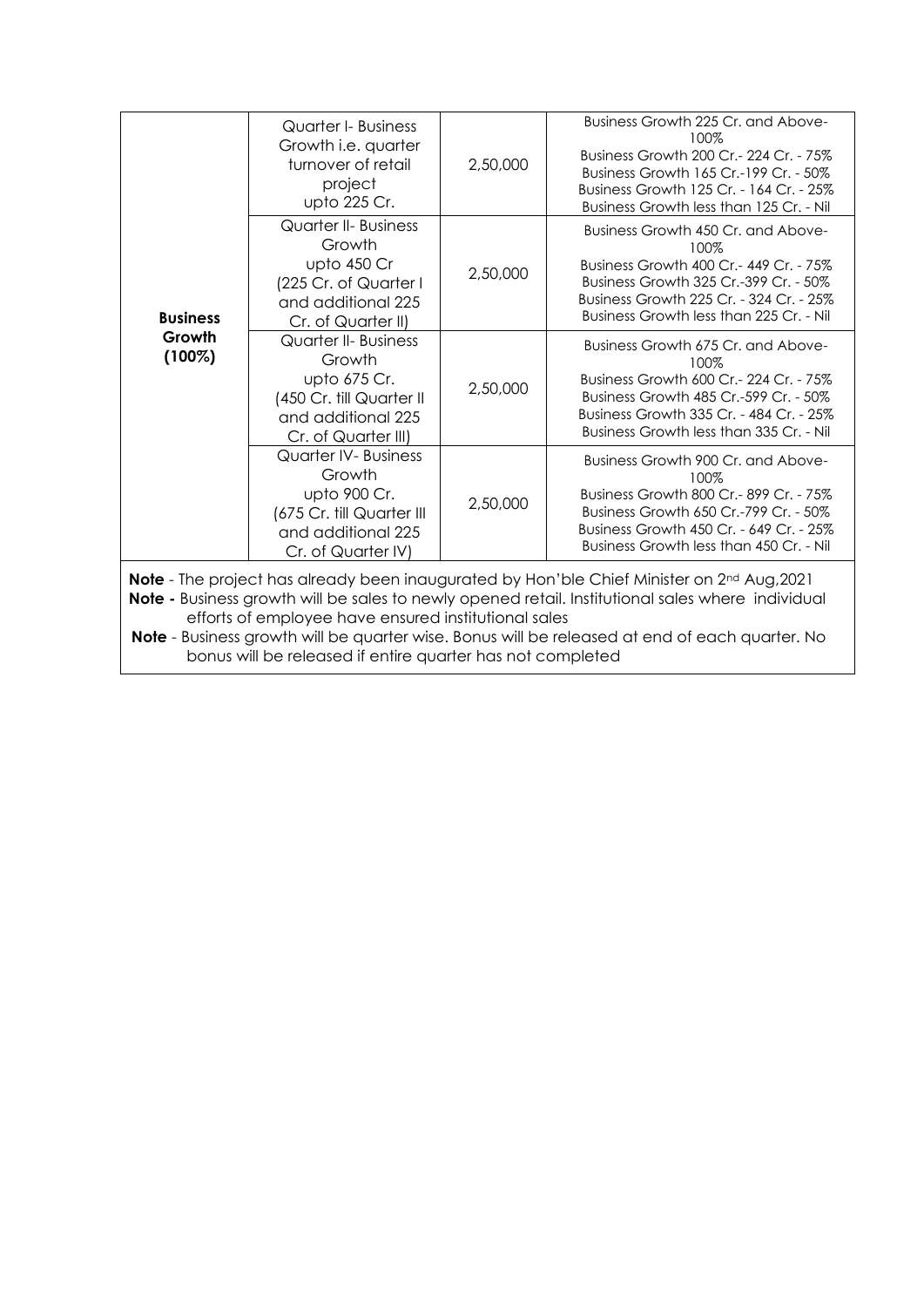| | | | |
|---|---|---|---|
| **Business Growth (100%)** | Quarter I- Business Growth i.e. quarter turnover of retail project upto 225 Cr. | 2,50,000 | Business Growth 225 Cr. and Above- 100%<br>Business Growth 200 Cr.- 224 Cr. - 75%<br>Business Growth 165 Cr.-199 Cr. - 50%<br>Business Growth 125 Cr. - 164 Cr. - 25%<br>Business Growth less than 125 Cr. - Nil |
| | Quarter II- Business Growth upto 450 Cr (225 Cr. of Quarter I and additional 225 Cr. of Quarter II) | 2,50,000 | Business Growth 450 Cr. and Above- 100%<br>Business Growth 400 Cr.- 449 Cr. - 75%<br>Business Growth 325 Cr.-399 Cr. - 50%<br>Business Growth 225 Cr. - 324 Cr. - 25%<br>Business Growth less than 225 Cr. - Nil |
| | Quarter II- Business Growth upto 675 Cr. (450 Cr. till Quarter II and additional 225 Cr. of Quarter III) | 2,50,000 | Business Growth 675 Cr. and Above- 100%<br>Business Growth 600 Cr.- 224 Cr. - 75%<br>Business Growth 485 Cr.-599 Cr. - 50%<br>Business Growth 335 Cr. - 484 Cr. - 25%<br>Business Growth less than 335 Cr. - Nil |
| | Quarter IV- Business Growth upto 900 Cr. (675 Cr. till Quarter III and additional 225 Cr. of Quarter IV) | 2,50,000 | Business Growth 900 Cr. and Above- 100%<br>Business Growth 800 Cr.- 899 Cr. - 75%<br>Business Growth 650 Cr.-799 Cr. - 50%<br>Business Growth 450 Cr. - 649 Cr. - 25%<br>Business Growth less than 450 Cr. - Nil |

**Note** - The project has already been inaugurated by Hon'ble Chief Minister on 2nd Aug,2021

**Note -** Business growth will be sales to newly opened retail. Institutional sales where individual efforts of employee have ensured institutional sales

**Note** - Business growth will be quarter wise. Bonus will be released at end of each quarter. No bonus will be released if entire quarter has not completed